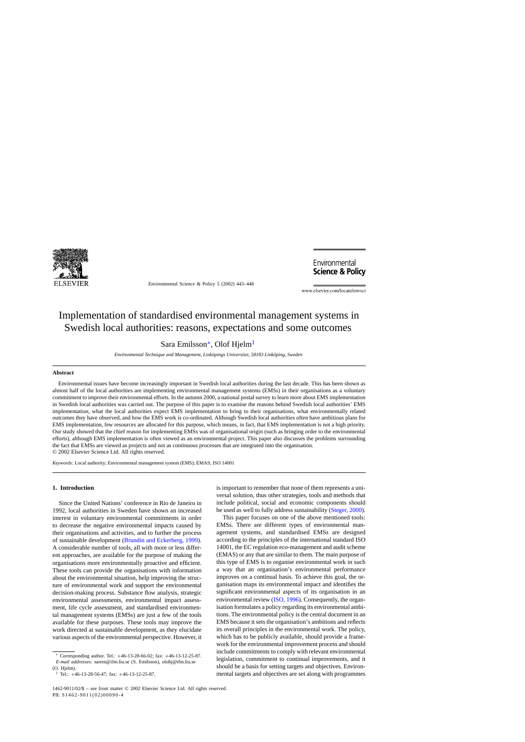# Implementation of standardised environmental management systems in Swedish local authorities: reasons, expectations and some outcomes

Sara Emilsson*, Olof Hjelm[1]

*Environmental Technique and Management, Linköpings Universitet, 58183 Linköping, Sweden*

## Abstract

Environmental issues have become increasingly important in Swedish local authorities during the last decade. This has been shown as almost half of the local authorities are implementing environmental management systems (EMSs) in their organisations as a voluntary commitment to improve their environmental efforts. In the autumn 2000, a national postal survey to learn more about EMS implementation in Swedish local authorities was carried out. The purpose of this paper is to examine the reasons behind Swedish local authorities' EMS implementation, what the local authorities expect EMS implementation to bring to their organisations, what environmentally related outcomes they have observed, and how the EMS work is co-ordinated. Although Swedish local authorities often have ambitious plans for EMS implementation, few resources are allocated for this purpose, which means, in fact, that EMS implementation is not a high priority. Our study showed that the chief reason for implementing EMSs was of organisational origin (such as bringing order to the environmental efforts), although EMS implementation is often viewed as an environmental project. This paper also discusses the problems surrounding the fact that EMSs are viewed as projects and not as continuous processes that are integrated into the organisation.

© 2002 Elsevier Science Ltd. All rights reserved.

*Keywords:* Local authority; Environmental management system (EMS); EMAS; ISO 14001

## 1. Introduction

Since the United Nations' conference in Rio de Janeiro in 1992, local authorities in Sweden have shown an increased interest in voluntary environmental commitments in order to decrease the negative environmental impacts caused by their organisations and activities, and to further the process of sustainable development (Brundin and Eckerberg, 1999). A considerable number of tools, all with more or less different approaches, are available for the purpose of making the organisations more environmentally proactive and efficient. These tools can provide the organisations with information about the environmental situation, help improving the structure of environmental work and support the environmental decision-making process. Substance flow analysis, strategic environmental assessments, environmental impact assessment, life cycle assessment, and standardised environmental management systems (EMSs) are just a few of the tools available for these purposes. These tools may improve the work directed at sustainable development, as they elucidate various aspects of the environmental perspective. However, it is important to remember that none of them represents a universal solution, thus other strategies, tools and methods that include political, social and economic components should be used as well to fully address sustainability (Steger, 2000).

This paper focuses on one of the above mentioned tools: EMSs. There are different types of environmental management systems, and standardised EMSs are designed according to the principles of the international standard ISO 14001, the EC regulation eco-management and audit scheme (EMAS) or any that are similar to them. The main purpose of this type of EMS is to organise environmental work in such a way that an organisation's environmental performance improves on a continual basis. To achieve this goal, the organisation maps its environmental impact and identifies the significant environmental aspects of its organisation in an environmental review (ISO, 1996). Consequently, the organisation formulates a policy regarding its environmental ambitions. The environmental policy is the central document in an EMS because it sets the organisation's ambitions and reflects its overall principles in the environmental work. The policy, which has to be publicly available, should provide a framework for the environmental improvement process and should include commitments to comply with relevant environmental legislation, commitment to continual improvements, and it should be a basis for setting targets and objectives. Environmental targets and objectives are set along with programmes

---

* Corresponding author. Tel.: +46-13-28-66-02; fax: +46-13-12-25-87.
*E-mail addresses:* sarem@ifm.liu.se (S. Emilsson), olohj@ifm.liu.se (O. Hjelm).

[1] Tel.: +46-13-28-56-47; fax: +46-13-12-25-87.

1462-9011/02/$ – see front matter © 2002 Elsevier Science Ltd. All rights reserved.
PII: S1462-9011(02)00090-4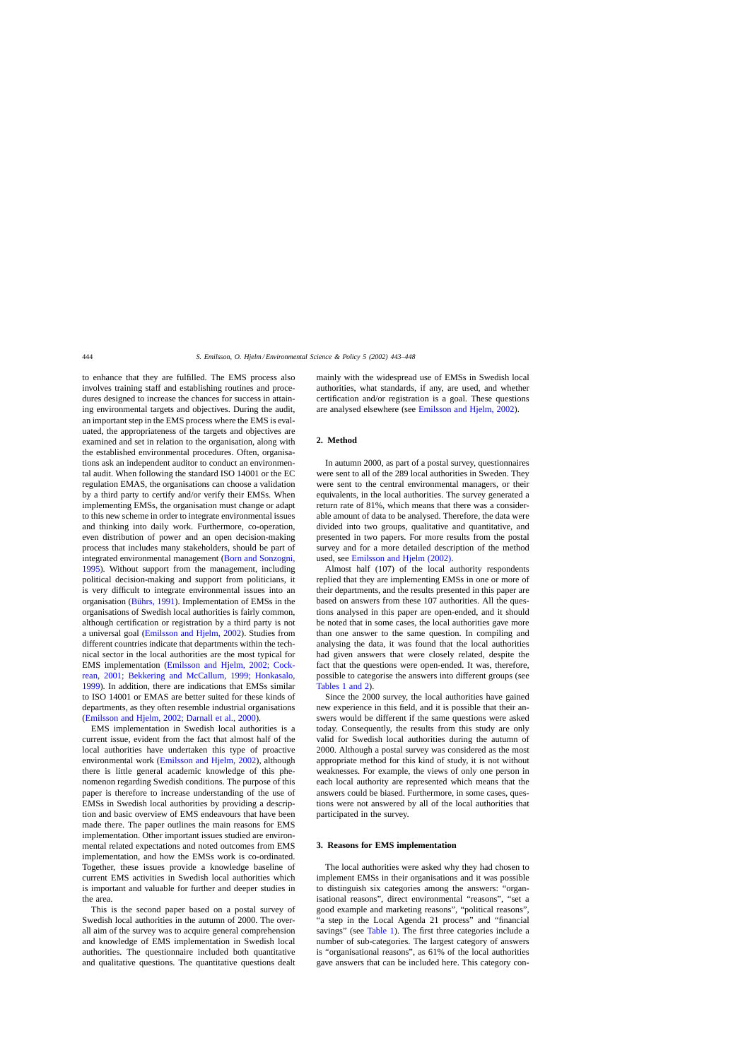to enhance that they are fulfilled. The EMS process also involves training staff and establishing routines and procedures designed to increase the chances for success in attaining environmental targets and objectives. During the audit, an important step in the EMS process where the EMS is evaluated, the appropriateness of the targets and objectives are examined and set in relation to the organisation, along with the established environmental procedures. Often, organisations ask an independent auditor to conduct an environmental audit. When following the standard ISO 14001 or the EC regulation EMAS, the organisations can choose a validation by a third party to certify and/or verify their EMSs. When implementing EMSs, the organisation must change or adapt to this new scheme in order to integrate environmental issues and thinking into daily work. Furthermore, co-operation, even distribution of power and an open decision-making process that includes many stakeholders, should be part of integrated environmental management (Born and Sonzogni, 1995). Without support from the management, including political decision-making and support from politicians, it is very difficult to integrate environmental issues into an organisation (Bührs, 1991). Implementation of EMSs in the organisations of Swedish local authorities is fairly common, although certification or registration by a third party is not a universal goal (Emilsson and Hjelm, 2002). Studies from different countries indicate that departments within the technical sector in the local authorities are the most typical for EMS implementation (Emilsson and Hjelm, 2002; Cockrean, 2001; Bekkering and McCallum, 1999; Honkasalo, 1999). In addition, there are indications that EMSs similar to ISO 14001 or EMAS are better suited for these kinds of departments, as they often resemble industrial organisations (Emilsson and Hjelm, 2002; Darnall et al., 2000).

EMS implementation in Swedish local authorities is a current issue, evident from the fact that almost half of the local authorities have undertaken this type of proactive environmental work (Emilsson and Hjelm, 2002), although there is little general academic knowledge of this phenomenon regarding Swedish conditions. The purpose of this paper is therefore to increase understanding of the use of EMSs in Swedish local authorities by providing a description and basic overview of EMS endeavours that have been made there. The paper outlines the main reasons for EMS implementation. Other important issues studied are environmental related expectations and noted outcomes from EMS implementation, and how the EMSs work is co-ordinated. Together, these issues provide a knowledge baseline of current EMS activities in Swedish local authorities which is important and valuable for further and deeper studies in the area.

This is the second paper based on a postal survey of Swedish local authorities in the autumn of 2000. The overall aim of the survey was to acquire general comprehension and knowledge of EMS implementation in Swedish local authorities. The questionnaire included both quantitative and qualitative questions. The quantitative questions dealt mainly with the widespread use of EMSs in Swedish local authorities, what standards, if any, are used, and whether certification and/or registration is a goal. These questions are analysed elsewhere (see Emilsson and Hjelm, 2002).

## 2. Method

In autumn 2000, as part of a postal survey, questionnaires were sent to all of the 289 local authorities in Sweden. They were sent to the central environmental managers, or their equivalents, in the local authorities. The survey generated a return rate of 81%, which means that there was a considerable amount of data to be analysed. Therefore, the data were divided into two groups, qualitative and quantitative, and presented in two papers. For more results from the postal survey and for a more detailed description of the method used, see Emilsson and Hjelm (2002).

Almost half (107) of the local authority respondents replied that they are implementing EMSs in one or more of their departments, and the results presented in this paper are based on answers from these 107 authorities. All the questions analysed in this paper are open-ended, and it should be noted that in some cases, the local authorities gave more than one answer to the same question. In compiling and analysing the data, it was found that the local authorities had given answers that were closely related, despite the fact that the questions were open-ended. It was, therefore, possible to categorise the answers into different groups (see Tables 1 and 2).

Since the 2000 survey, the local authorities have gained new experience in this field, and it is possible that their answers would be different if the same questions were asked today. Consequently, the results from this study are only valid for Swedish local authorities during the autumn of 2000. Although a postal survey was considered as the most appropriate method for this kind of study, it is not without weaknesses. For example, the views of only one person in each local authority are represented which means that the answers could be biased. Furthermore, in some cases, questions were not answered by all of the local authorities that participated in the survey.

## 3. Reasons for EMS implementation

The local authorities were asked why they had chosen to implement EMSs in their organisations and it was possible to distinguish six categories among the answers: "organisational reasons", direct environmental "reasons", "set a good example and marketing reasons", "political reasons", "a step in the Local Agenda 21 process" and "financial savings" (see Table 1). The first three categories include a number of sub-categories. The largest category of answers is "organisational reasons", as 61% of the local authorities gave answers that can be included here. This category con-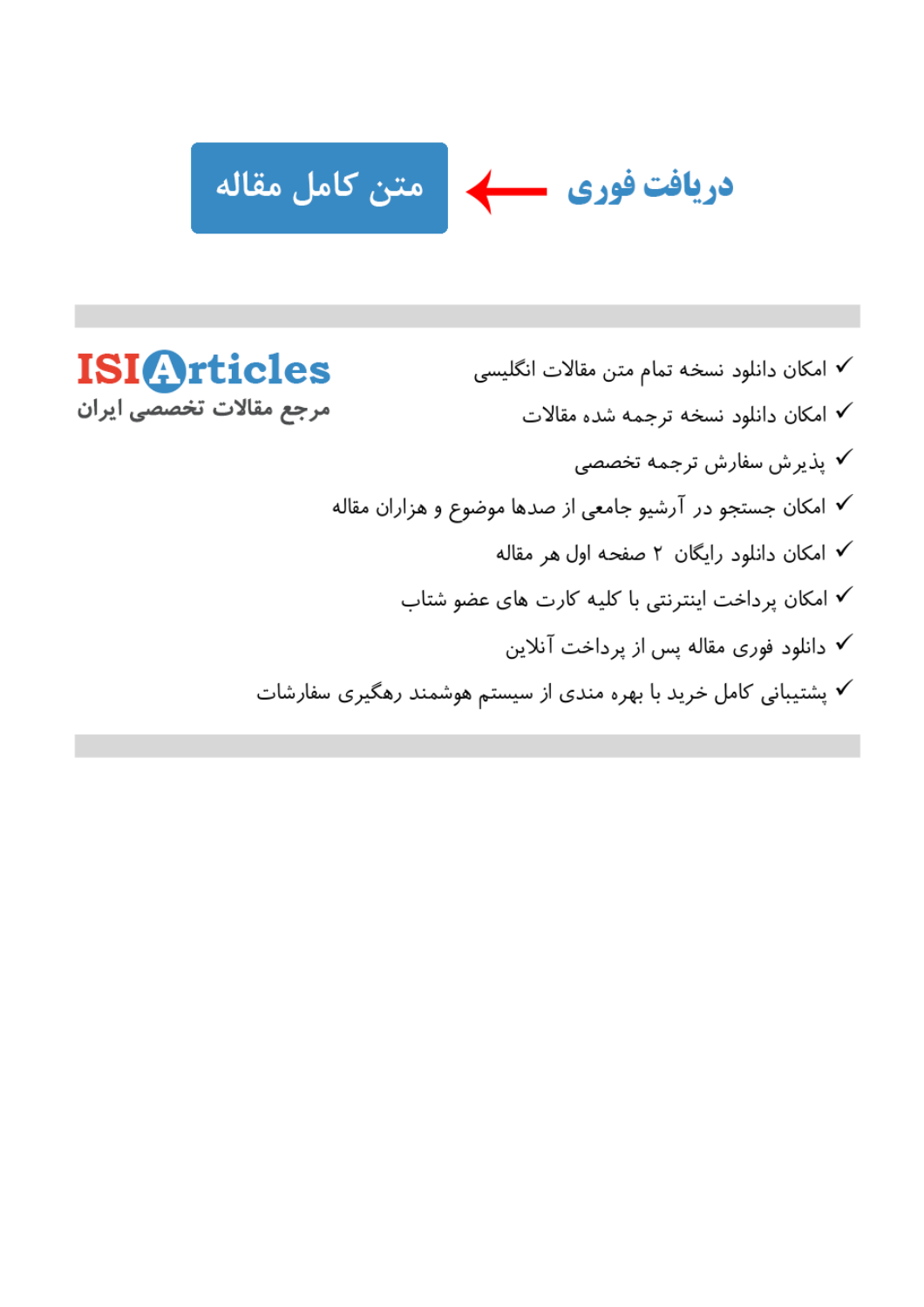دریافت فوری ← متن کامل مقاله

ISIArticles

مرجع مقالات تخصصی ایران

- ✓ امکان دانلود نسخه تمام متن مقالات انگلیسی
- ✓ امکان دانلود نسخه ترجمه شده مقالات
- ✓ پذیرش سفارش ترجمه تخصصی
- ✓ امکان جستجو در آرشیو جامعی از صدها موضوع و هزاران مقاله
- ✓ امکان دانلود رایگان ۲ صفحه اول هر مقاله
- ✓ امکان پرداخت اینترنتی با کلیه کارت های عضو شتاب
- ✓ دانلود فوری مقاله پس از پرداخت آنلاین
- ✓ پشتیبانی کامل خرید با بهره مندی از سیستم هوشمند رهگیری سفارشات